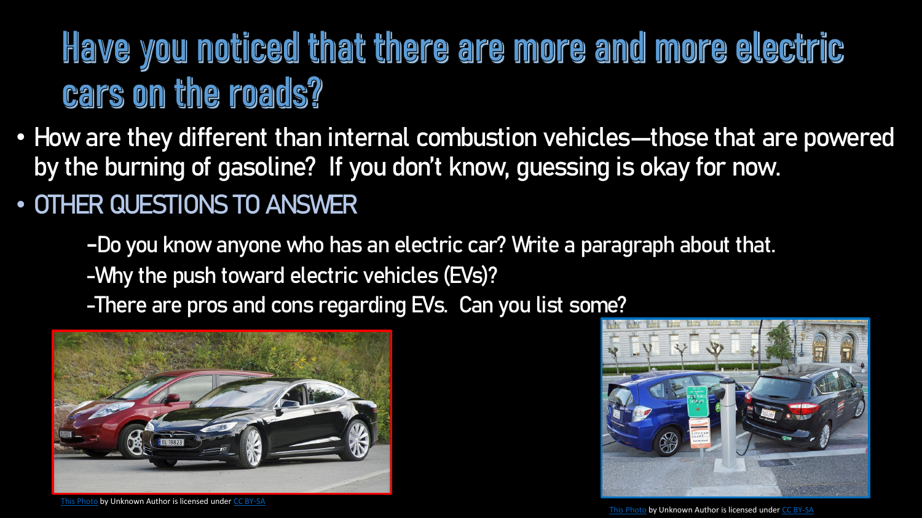# Have you noticed that there are more and more electric cars on the roads?

- How are they different than internal combustion vehicles—those that are powered by the burning of gasoline? If you don't know, guessing is okay for now.
- OTHER QUESTIONS TO ANSWER

  -Do you know anyone who has an electric car? Write a paragraph about that.

  -Why the push toward electric vehicles (EVs)?

  -There are pros and cons regarding EVs. Can you list some?

This Photo by Unknown Author is licensed under CC BY-SA

This Photo by Unknown Author is licensed under CC BY-SA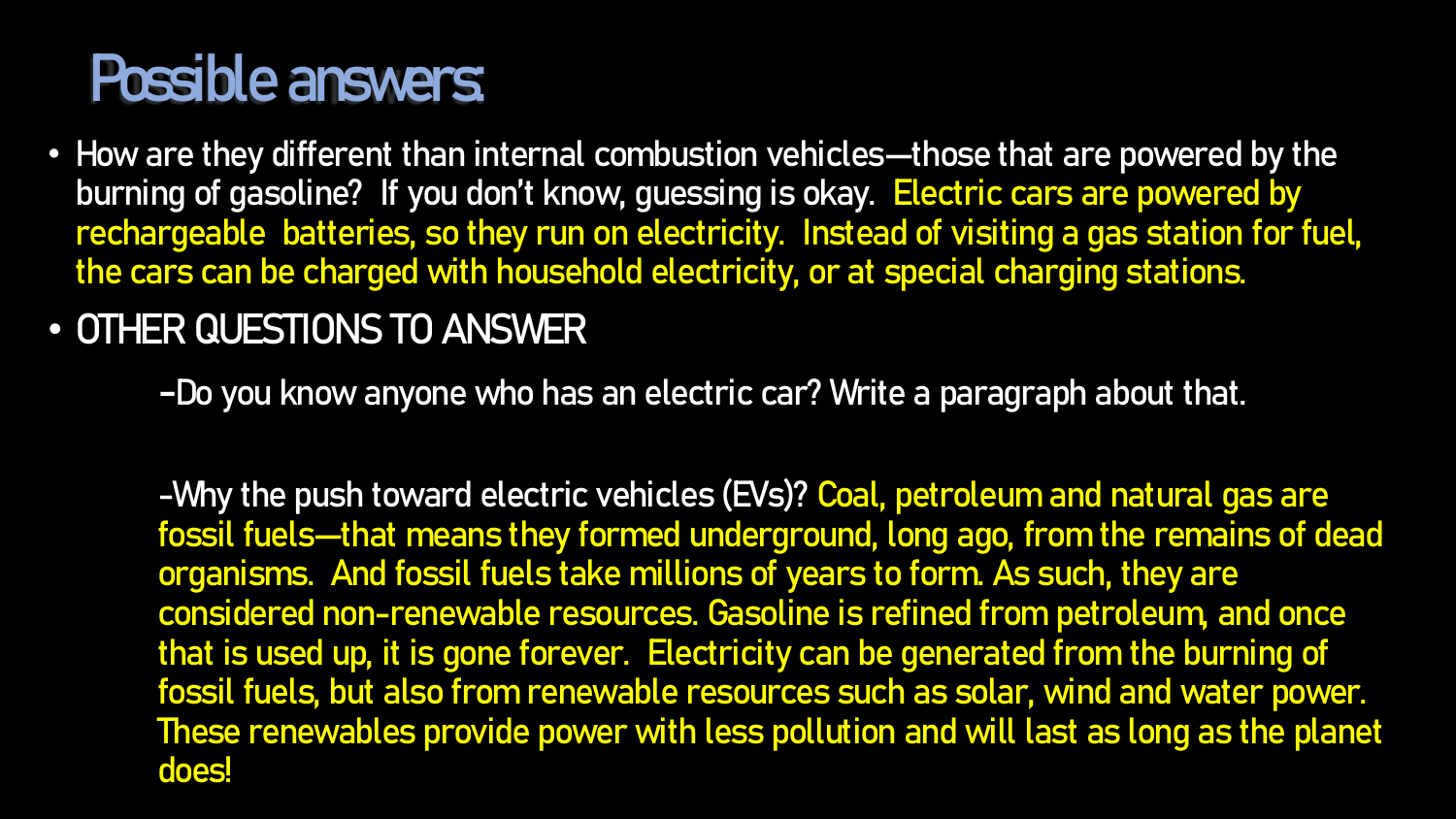# Possible answers:

- How are they different than internal combustion vehicles—those that are powered by the burning of gasoline? If you don't know, guessing is okay. Electric cars are powered by rechargeable batteries, so they run on electricity. Instead of visiting a gas station for fuel, the cars can be charged with household electricity, or at special charging stations.
- OTHER QUESTIONS TO ANSWER

  -Do you know anyone who has an electric car? Write a paragraph about that.

  -Why the push toward electric vehicles (EVs)? Coal, petroleum and natural gas are fossil fuels—that means they formed underground, long ago, from the remains of dead organisms. And fossil fuels take millions of years to form. As such, they are considered non-renewable resources. Gasoline is refined from petroleum, and once that is used up, it is gone forever. Electricity can be generated from the burning of fossil fuels, but also from renewable resources such as solar, wind and water power. These renewables provide power with less pollution and will last as long as the planet does!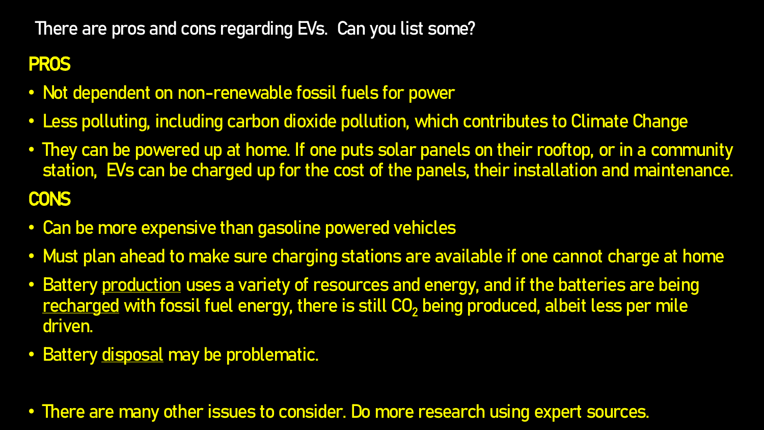There are pros and cons regarding EVs. Can you list some?

**PROS**

- Not dependent on non-renewable fossil fuels for power
- Less polluting, including carbon dioxide pollution, which contributes to Climate Change
- They can be powered up at home. If one puts solar panels on their rooftop, or in a community station, EVs can be charged up for the cost of the panels, their installation and maintenance.

**CONS**

- Can be more expensive than gasoline powered vehicles
- Must plan ahead to make sure charging stations are available if one cannot charge at home
- Battery <u>production</u> uses a variety of resources and energy, and if the batteries are being <u>recharged</u> with fossil fuel energy, there is still $CO_2$ being produced, albeit less per mile driven.
- Battery <u>disposal</u> may be problematic.

- There are many other issues to consider. Do more research using expert sources.